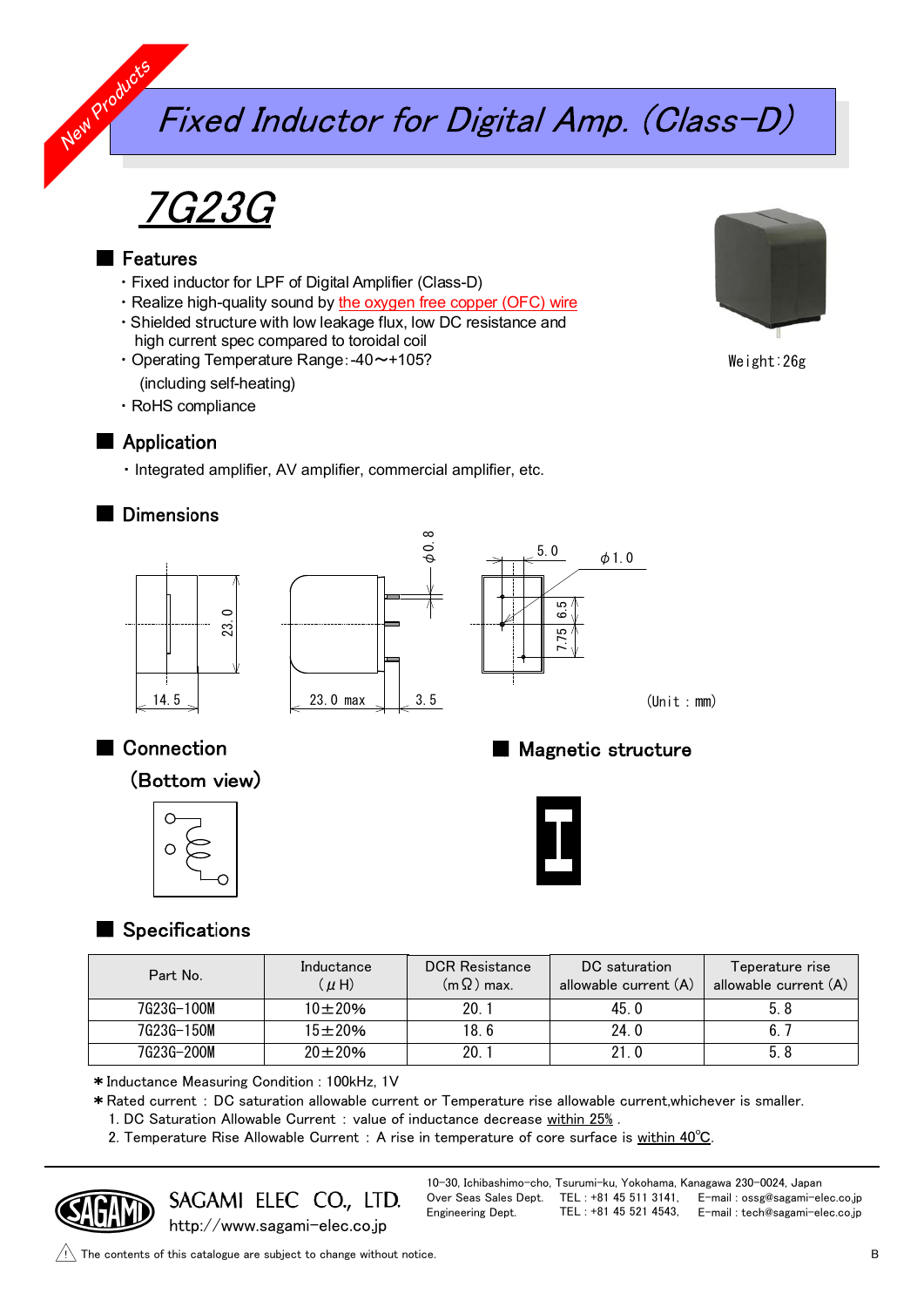New Products

# Fixed Inductor for Digital Amp. (Class-D)

## 7G23G

Weight:26g

### ■ Features

- Fixed inductor for LPF of Digital Amplifier (Class-D)
- Realize high-quality sound by the oxygen free copper (OFC) wire
- Shielded structure with low leakage flux, low DC resistance and high current spec compared to toroidal coil
- Operating Temperature Range:-40～+105?
  (including self-heating)
- RoHS compliance

### ■ Application

- Integrated amplifier, AV amplifier, commercial amplifier, etc.

### ■ Dimensions

φ0.8
5.0
φ1.0
23.0
6.5
7.75
14.5
23.0 max
3.5
(Unit : mm)

### ■ Connection

(Bottom view)

### ■ Magnetic structure

### ■ Specifications

| Part No. | Inductance (μH) | DCR Resistance (mΩ) max. | DC saturation allowable current (A) | Teperature rise allowable current (A) |
|---|---|---|---|---|
| 7G23G-100M | 10±20% | 20.1 | 45.0 | 5.8 |
| 7G23G-150M | 15±20% | 18.6 | 24.0 | 6.7 |
| 7G23G-200M | 20±20% | 20.1 | 21.0 | 5.8 |

＊Inductance Measuring Condition : 100kHz, 1V

＊Rated current : DC saturation allowable current or Temperature rise allowable current,whichever is smaller.

1. DC Saturation Allowable Current : value of inductance decrease within 25% .
2. Temperature Rise Allowable Current : A rise in temperature of core surface is within 40℃.

SAGAMI ELEC CO., LTD.
http://www.sagami-elec.co.jp

10-30, Ichibashimo-cho, Tsurumi-ku, Yokohama, Kanagawa 230-0024, Japan
Over Seas Sales Dept. TEL : +81 45 511 3141, E-mail : ossg@sagami-elec.co.jp
Engineering Dept. TEL : +81 45 521 4543, E-mail : tech@sagami-elec.co.jp

The contents of this catalogue are subject to change without notice.

B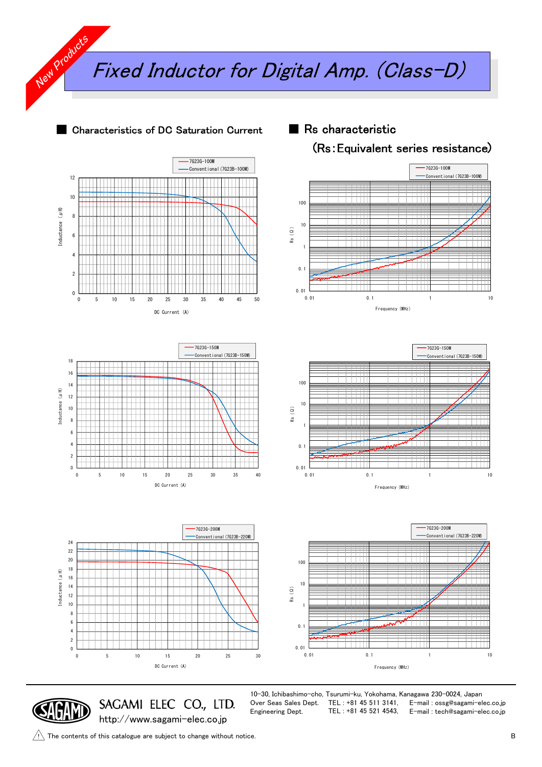New Products

# Fixed Inductor for Digital Amp. (Class-D)

## ■ Characteristics of DC Saturation Current

7G23G-100M
Conventional (7G23B-100M)

Inductance (μH)
0 2 4 6 8 10 12
0 5 10 15 20 25 30 35 40 45 50
DC Current (A)

7G23G-150M
Conventional (7G23B-150M)

Inductance (μH)
0 2 4 6 8 10 12 14 16 18
0 5 10 15 20 25 30 35 40
DC Current (A)

7G23G-200M
Conventional (7G23B-220M)

Inductance (μH)
0 2 4 6 8 10 12 14 16 18 20 22 24
0 5 10 15 20 25 30
DC Current (A)

## ■ Rs characteristic

(Rs:Equivalent series resistance)

7G23G-100M
Conventional (7G23B-100M)

Rs (Ω)
0.01 0.1 1 10 100
0.01 0.1 1 10
Frequency (MHz)

7G23G-150M
Conventional (7G23B-150M)

Rs (Ω)
0.01 0.1 1 10 100
0.01 0.1 1 10
Frequency (MHz)

7G23G-200M
Conventional (7G23B-220M)

Rs (Ω)
0.01 0.1 1 10 100
0.01 0.1 1 10
Frequency (MHz)

---

SAGAMI ELEC CO., LTD.
http://www.sagami-elec.co.jp

10-30, Ichibashimo-cho, Tsurumi-ku, Yokohama, Kanagawa 230-0024, Japan
Over Seas Sales Dept. TEL : +81 45 511 3141, E-mail : ossg@sagami-elec.co.jp
Engineering Dept. TEL : +81 45 521 4543, E-mail : tech@sagami-elec.co.jp

⚠ The contents of this catalogue are subject to change without notice.

B